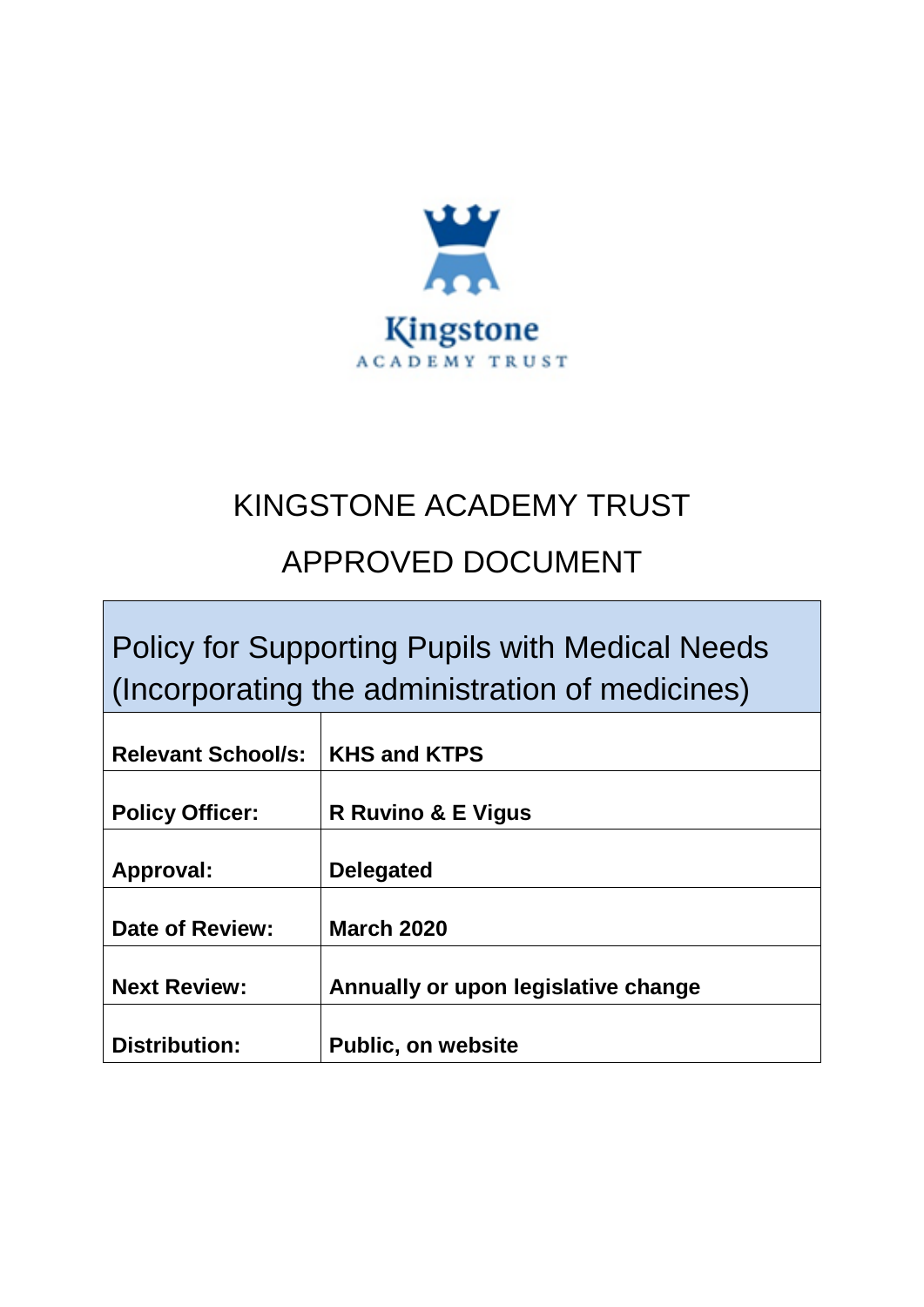Kingstone

ACADEMY TRUST

# KINGSTONE ACADEMY TRUST

# APPROVED DOCUMENT

| Policy for Supporting Pupils with Medical Needs (Incorporating the administration of medicines) | |
|---|---|
| **Relevant School/s:** | **KHS and KTPS** |
| **Policy Officer:** | **R Ruvino & E Vigus** |
| **Approval:** | **Delegated** |
| **Date of Review:** | **March 2020** |
| **Next Review:** | **Annually or upon legislative change** |
| **Distribution:** | **Public, on website** |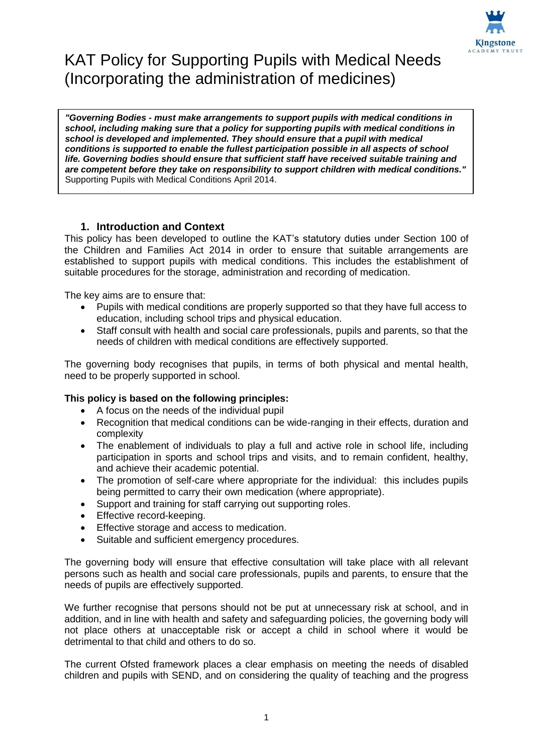# KAT Policy for Supporting Pupils with Medical Needs (Incorporating the administration of medicines)

> ***"Governing Bodies - must make arrangements to support pupils with medical conditions in school, including making sure that a policy for supporting pupils with medical conditions in school is developed and implemented. They should ensure that a pupil with medical conditions is supported to enable the fullest participation possible in all aspects of school life. Governing bodies should ensure that sufficient staff have received suitable training and are competent before they take on responsibility to support children with medical conditions."***
> Supporting Pupils with Medical Conditions April 2014.

## 1. Introduction and Context

This policy has been developed to outline the KAT's statutory duties under Section 100 of the Children and Families Act 2014 in order to ensure that suitable arrangements are established to support pupils with medical conditions. This includes the establishment of suitable procedures for the storage, administration and recording of medication.

The key aims are to ensure that:

- Pupils with medical conditions are properly supported so that they have full access to education, including school trips and physical education.
- Staff consult with health and social care professionals, pupils and parents, so that the needs of children with medical conditions are effectively supported.

The governing body recognises that pupils, in terms of both physical and mental health, need to be properly supported in school.

**This policy is based on the following principles:**

- A focus on the needs of the individual pupil
- Recognition that medical conditions can be wide-ranging in their effects, duration and complexity
- The enablement of individuals to play a full and active role in school life, including participation in sports and school trips and visits, and to remain confident, healthy, and achieve their academic potential.
- The promotion of self-care where appropriate for the individual: this includes pupils being permitted to carry their own medication (where appropriate).
- Support and training for staff carrying out supporting roles.
- Effective record-keeping.
- Effective storage and access to medication.
- Suitable and sufficient emergency procedures.

The governing body will ensure that effective consultation will take place with all relevant persons such as health and social care professionals, pupils and parents, to ensure that the needs of pupils are effectively supported.

We further recognise that persons should not be put at unnecessary risk at school, and in addition, and in line with health and safety and safeguarding policies, the governing body will not place others at unacceptable risk or accept a child in school where it would be detrimental to that child and others to do so.

The current Ofsted framework places a clear emphasis on meeting the needs of disabled children and pupils with SEND, and on considering the quality of teaching and the progress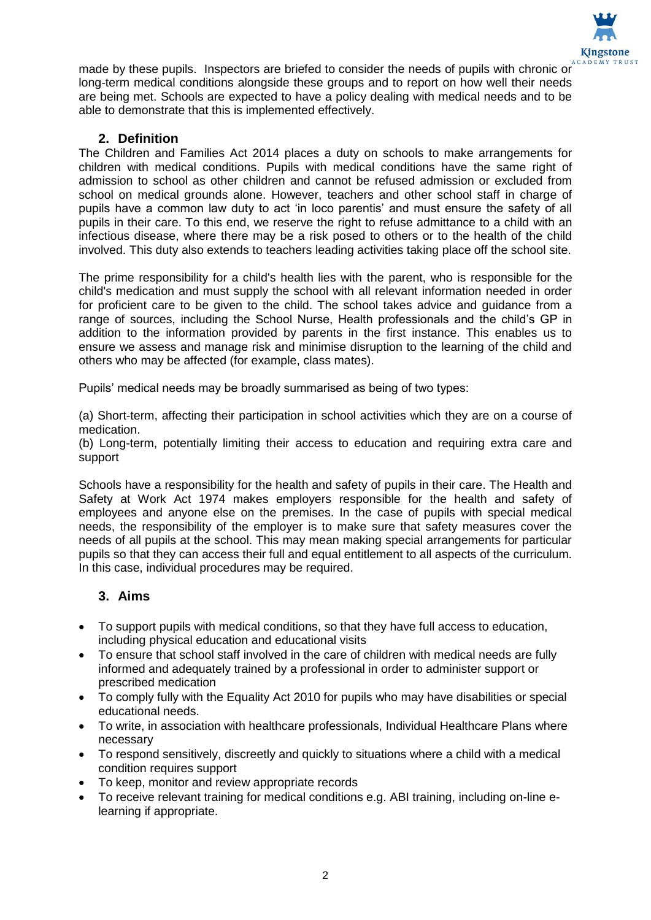made by these pupils. Inspectors are briefed to consider the needs of pupils with chronic or long-term medical conditions alongside these groups and to report on how well their needs are being met. Schools are expected to have a policy dealing with medical needs and to be able to demonstrate that this is implemented effectively.

## 2. Definition

The Children and Families Act 2014 places a duty on schools to make arrangements for children with medical conditions. Pupils with medical conditions have the same right of admission to school as other children and cannot be refused admission or excluded from school on medical grounds alone. However, teachers and other school staff in charge of pupils have a common law duty to act 'in loco parentis' and must ensure the safety of all pupils in their care. To this end, we reserve the right to refuse admittance to a child with an infectious disease, where there may be a risk posed to others or to the health of the child involved. This duty also extends to teachers leading activities taking place off the school site.

The prime responsibility for a child's health lies with the parent, who is responsible for the child's medication and must supply the school with all relevant information needed in order for proficient care to be given to the child. The school takes advice and guidance from a range of sources, including the School Nurse, Health professionals and the child's GP in addition to the information provided by parents in the first instance. This enables us to ensure we assess and manage risk and minimise disruption to the learning of the child and others who may be affected (for example, class mates).

Pupils' medical needs may be broadly summarised as being of two types:

(a) Short-term, affecting their participation in school activities which they are on a course of medication.
(b) Long-term, potentially limiting their access to education and requiring extra care and support

Schools have a responsibility for the health and safety of pupils in their care. The Health and Safety at Work Act 1974 makes employers responsible for the health and safety of employees and anyone else on the premises. In the case of pupils with special medical needs, the responsibility of the employer is to make sure that safety measures cover the needs of all pupils at the school. This may mean making special arrangements for particular pupils so that they can access their full and equal entitlement to all aspects of the curriculum. In this case, individual procedures may be required.

## 3. Aims

- To support pupils with medical conditions, so that they have full access to education, including physical education and educational visits
- To ensure that school staff involved in the care of children with medical needs are fully informed and adequately trained by a professional in order to administer support or prescribed medication
- To comply fully with the Equality Act 2010 for pupils who may have disabilities or special educational needs.
- To write, in association with healthcare professionals, Individual Healthcare Plans where necessary
- To respond sensitively, discreetly and quickly to situations where a child with a medical condition requires support
- To keep, monitor and review appropriate records
- To receive relevant training for medical conditions e.g. ABI training, including on-line e-learning if appropriate.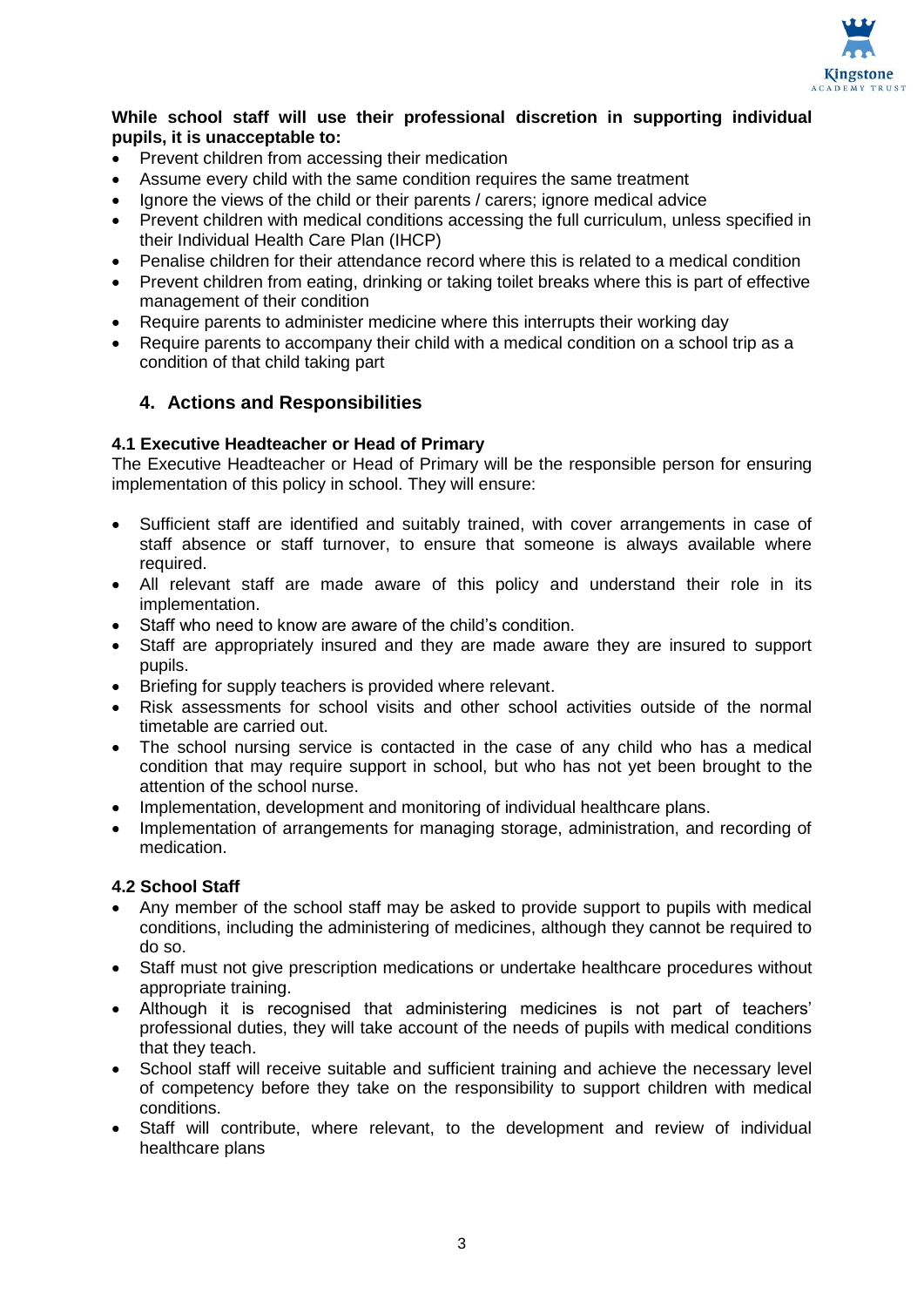**While school staff will use their professional discretion in supporting individual pupils, it is unacceptable to:**

- Prevent children from accessing their medication
- Assume every child with the same condition requires the same treatment
- Ignore the views of the child or their parents / carers; ignore medical advice
- Prevent children with medical conditions accessing the full curriculum, unless specified in their Individual Health Care Plan (IHCP)
- Penalise children for their attendance record where this is related to a medical condition
- Prevent children from eating, drinking or taking toilet breaks where this is part of effective management of their condition
- Require parents to administer medicine where this interrupts their working day
- Require parents to accompany their child with a medical condition on a school trip as a condition of that child taking part

## 4. Actions and Responsibilities

### 4.1 Executive Headteacher or Head of Primary

The Executive Headteacher or Head of Primary will be the responsible person for ensuring implementation of this policy in school. They will ensure:

- Sufficient staff are identified and suitably trained, with cover arrangements in case of staff absence or staff turnover, to ensure that someone is always available where required.
- All relevant staff are made aware of this policy and understand their role in its implementation.
- Staff who need to know are aware of the child's condition.
- Staff are appropriately insured and they are made aware they are insured to support pupils.
- Briefing for supply teachers is provided where relevant.
- Risk assessments for school visits and other school activities outside of the normal timetable are carried out.
- The school nursing service is contacted in the case of any child who has a medical condition that may require support in school, but who has not yet been brought to the attention of the school nurse.
- Implementation, development and monitoring of individual healthcare plans.
- Implementation of arrangements for managing storage, administration, and recording of medication.

### 4.2 School Staff

- Any member of the school staff may be asked to provide support to pupils with medical conditions, including the administering of medicines, although they cannot be required to do so.
- Staff must not give prescription medications or undertake healthcare procedures without appropriate training.
- Although it is recognised that administering medicines is not part of teachers' professional duties, they will take account of the needs of pupils with medical conditions that they teach.
- School staff will receive suitable and sufficient training and achieve the necessary level of competency before they take on the responsibility to support children with medical conditions.
- Staff will contribute, where relevant, to the development and review of individual healthcare plans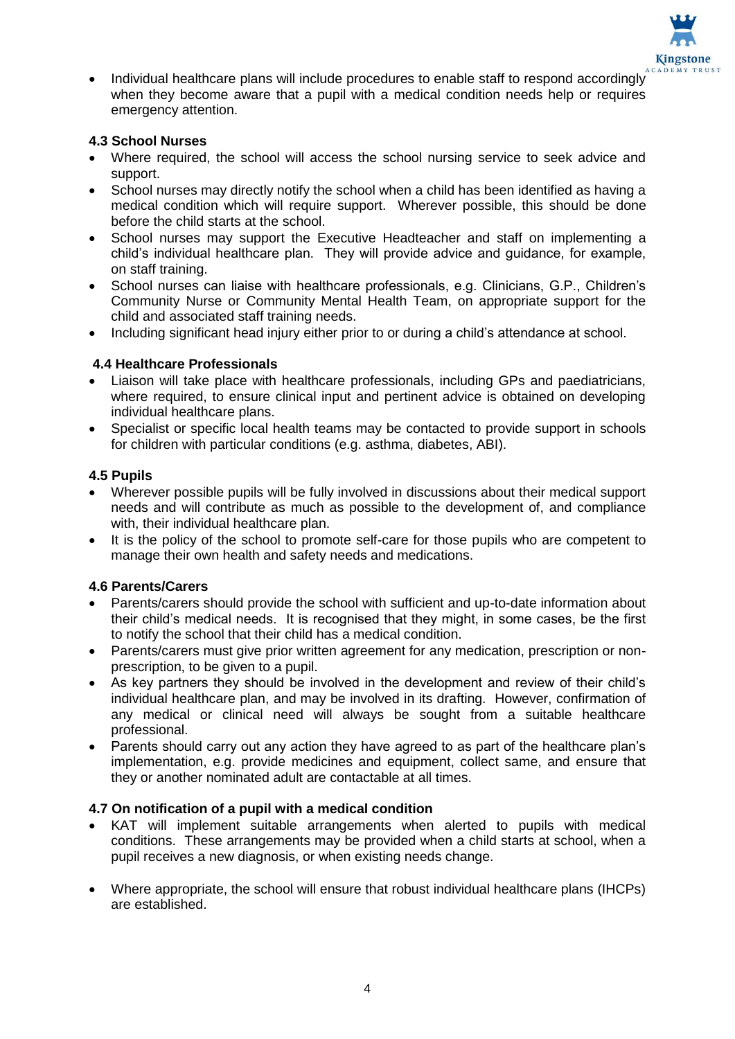- Individual healthcare plans will include procedures to enable staff to respond accordingly when they become aware that a pupil with a medical condition needs help or requires emergency attention.

### 4.3 School Nurses

- Where required, the school will access the school nursing service to seek advice and support.
- School nurses may directly notify the school when a child has been identified as having a medical condition which will require support. Wherever possible, this should be done before the child starts at the school.
- School nurses may support the Executive Headteacher and staff on implementing a child's individual healthcare plan. They will provide advice and guidance, for example, on staff training.
- School nurses can liaise with healthcare professionals, e.g. Clinicians, G.P., Children's Community Nurse or Community Mental Health Team, on appropriate support for the child and associated staff training needs.
- Including significant head injury either prior to or during a child's attendance at school.

### 4.4 Healthcare Professionals

- Liaison will take place with healthcare professionals, including GPs and paediatricians, where required, to ensure clinical input and pertinent advice is obtained on developing individual healthcare plans.
- Specialist or specific local health teams may be contacted to provide support in schools for children with particular conditions (e.g. asthma, diabetes, ABI).

### 4.5 Pupils

- Wherever possible pupils will be fully involved in discussions about their medical support needs and will contribute as much as possible to the development of, and compliance with, their individual healthcare plan.
- It is the policy of the school to promote self-care for those pupils who are competent to manage their own health and safety needs and medications.

### 4.6 Parents/Carers

- Parents/carers should provide the school with sufficient and up-to-date information about their child's medical needs. It is recognised that they might, in some cases, be the first to notify the school that their child has a medical condition.
- Parents/carers must give prior written agreement for any medication, prescription or non-prescription, to be given to a pupil.
- As key partners they should be involved in the development and review of their child's individual healthcare plan, and may be involved in its drafting. However, confirmation of any medical or clinical need will always be sought from a suitable healthcare professional.
- Parents should carry out any action they have agreed to as part of the healthcare plan's implementation, e.g. provide medicines and equipment, collect same, and ensure that they or another nominated adult are contactable at all times.

### 4.7 On notification of a pupil with a medical condition

- KAT will implement suitable arrangements when alerted to pupils with medical conditions. These arrangements may be provided when a child starts at school, when a pupil receives a new diagnosis, or when existing needs change.

- Where appropriate, the school will ensure that robust individual healthcare plans (IHCPs) are established.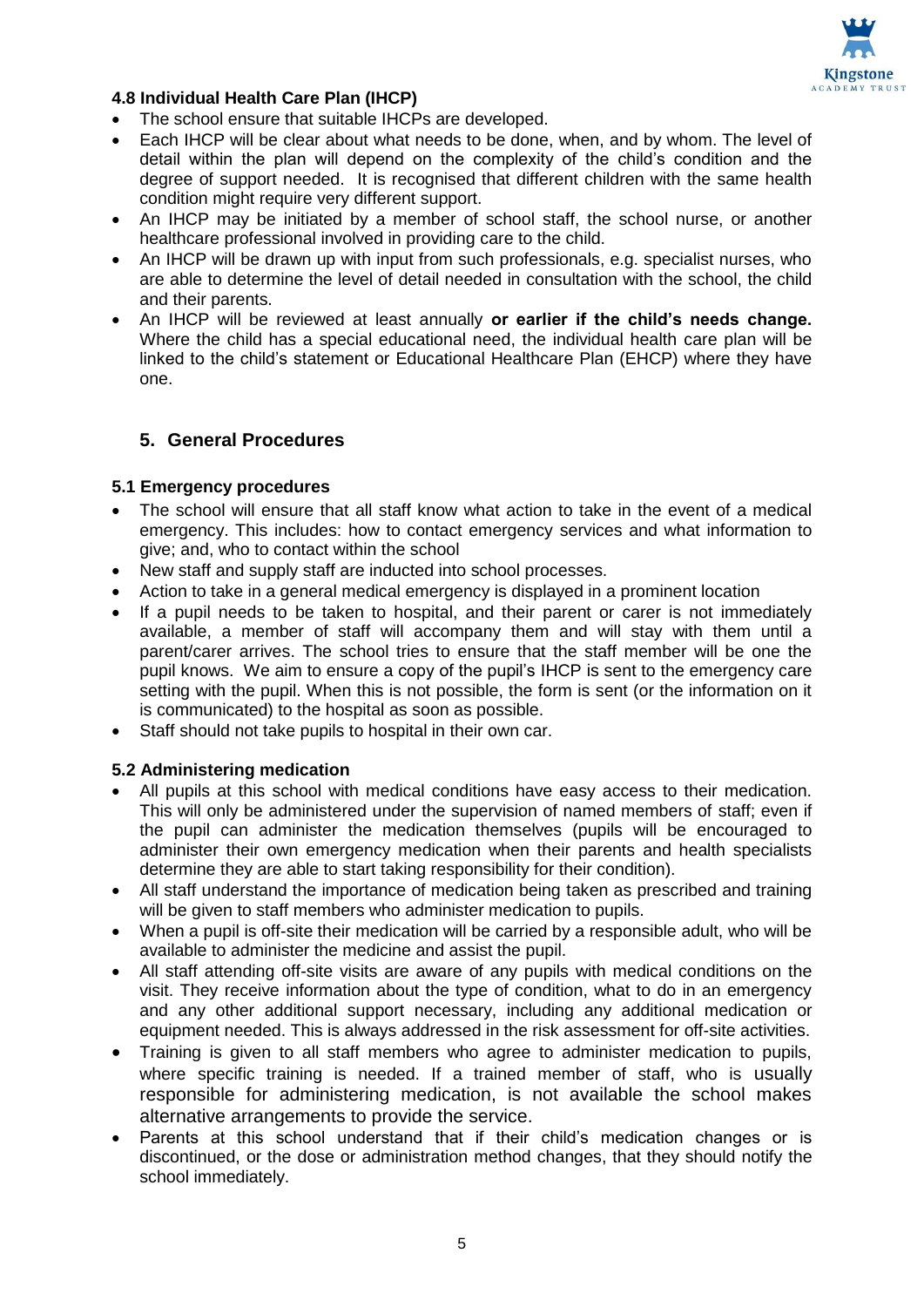### 4.8 Individual Health Care Plan (IHCP)

- The school ensure that suitable IHCPs are developed.
- Each IHCP will be clear about what needs to be done, when, and by whom. The level of detail within the plan will depend on the complexity of the child's condition and the degree of support needed. It is recognised that different children with the same health condition might require very different support.
- An IHCP may be initiated by a member of school staff, the school nurse, or another healthcare professional involved in providing care to the child.
- An IHCP will be drawn up with input from such professionals, e.g. specialist nurses, who are able to determine the level of detail needed in consultation with the school, the child and their parents.
- An IHCP will be reviewed at least annually **or earlier if the child's needs change.** Where the child has a special educational need, the individual health care plan will be linked to the child's statement or Educational Healthcare Plan (EHCP) where they have one.

## 5. General Procedures

### 5.1 Emergency procedures

- The school will ensure that all staff know what action to take in the event of a medical emergency. This includes: how to contact emergency services and what information to give; and, who to contact within the school
- New staff and supply staff are inducted into school processes.
- Action to take in a general medical emergency is displayed in a prominent location
- If a pupil needs to be taken to hospital, and their parent or carer is not immediately available, a member of staff will accompany them and will stay with them until a parent/carer arrives. The school tries to ensure that the staff member will be one the pupil knows. We aim to ensure a copy of the pupil's IHCP is sent to the emergency care setting with the pupil. When this is not possible, the form is sent (or the information on it is communicated) to the hospital as soon as possible.
- Staff should not take pupils to hospital in their own car.

### 5.2 Administering medication

- All pupils at this school with medical conditions have easy access to their medication. This will only be administered under the supervision of named members of staff; even if the pupil can administer the medication themselves (pupils will be encouraged to administer their own emergency medication when their parents and health specialists determine they are able to start taking responsibility for their condition).
- All staff understand the importance of medication being taken as prescribed and training will be given to staff members who administer medication to pupils.
- When a pupil is off-site their medication will be carried by a responsible adult, who will be available to administer the medicine and assist the pupil.
- All staff attending off-site visits are aware of any pupils with medical conditions on the visit. They receive information about the type of condition, what to do in an emergency and any other additional support necessary, including any additional medication or equipment needed. This is always addressed in the risk assessment for off-site activities.
- Training is given to all staff members who agree to administer medication to pupils, where specific training is needed. If a trained member of staff, who is usually responsible for administering medication, is not available the school makes alternative arrangements to provide the service.
- Parents at this school understand that if their child's medication changes or is discontinued, or the dose or administration method changes, that they should notify the school immediately.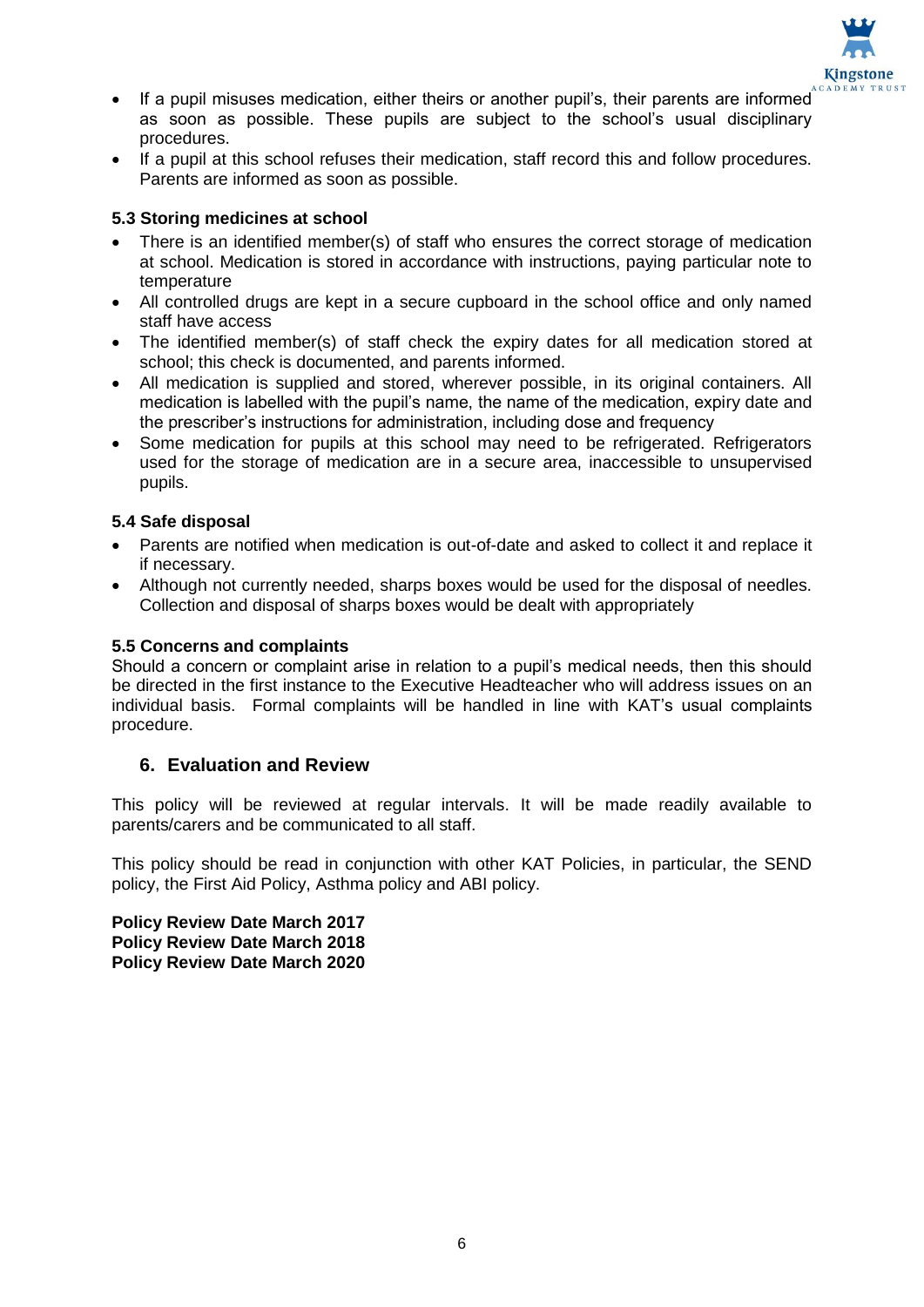- If a pupil misuses medication, either theirs or another pupil's, their parents are informed as soon as possible. These pupils are subject to the school's usual disciplinary procedures.
- If a pupil at this school refuses their medication, staff record this and follow procedures. Parents are informed as soon as possible.

### 5.3 Storing medicines at school

- There is an identified member(s) of staff who ensures the correct storage of medication at school. Medication is stored in accordance with instructions, paying particular note to temperature
- All controlled drugs are kept in a secure cupboard in the school office and only named staff have access
- The identified member(s) of staff check the expiry dates for all medication stored at school; this check is documented, and parents informed.
- All medication is supplied and stored, wherever possible, in its original containers. All medication is labelled with the pupil's name, the name of the medication, expiry date and the prescriber's instructions for administration, including dose and frequency
- Some medication for pupils at this school may need to be refrigerated. Refrigerators used for the storage of medication are in a secure area, inaccessible to unsupervised pupils.

### 5.4 Safe disposal

- Parents are notified when medication is out-of-date and asked to collect it and replace it if necessary.
- Although not currently needed, sharps boxes would be used for the disposal of needles. Collection and disposal of sharps boxes would be dealt with appropriately

### 5.5 Concerns and complaints

Should a concern or complaint arise in relation to a pupil's medical needs, then this should be directed in the first instance to the Executive Headteacher who will address issues on an individual basis. Formal complaints will be handled in line with KAT's usual complaints procedure.

## 6. Evaluation and Review

This policy will be reviewed at regular intervals. It will be made readily available to parents/carers and be communicated to all staff.

This policy should be read in conjunction with other KAT Policies, in particular, the SEND policy, the First Aid Policy, Asthma policy and ABI policy.

**Policy Review Date March 2017**
**Policy Review Date March 2018**
**Policy Review Date March 2020**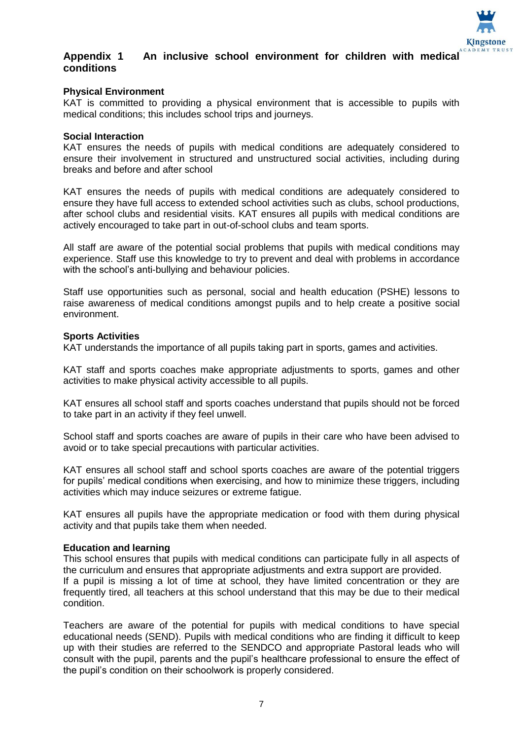## Appendix 1 An inclusive school environment for children with medical conditions

### Physical Environment

KAT is committed to providing a physical environment that is accessible to pupils with medical conditions; this includes school trips and journeys.

### Social Interaction

KAT ensures the needs of pupils with medical conditions are adequately considered to ensure their involvement in structured and unstructured social activities, including during breaks and before and after school

KAT ensures the needs of pupils with medical conditions are adequately considered to ensure they have full access to extended school activities such as clubs, school productions, after school clubs and residential visits. KAT ensures all pupils with medical conditions are actively encouraged to take part in out-of-school clubs and team sports.

All staff are aware of the potential social problems that pupils with medical conditions may experience. Staff use this knowledge to try to prevent and deal with problems in accordance with the school's anti-bullying and behaviour policies.

Staff use opportunities such as personal, social and health education (PSHE) lessons to raise awareness of medical conditions amongst pupils and to help create a positive social environment.

### Sports Activities

KAT understands the importance of all pupils taking part in sports, games and activities.

KAT staff and sports coaches make appropriate adjustments to sports, games and other activities to make physical activity accessible to all pupils.

KAT ensures all school staff and sports coaches understand that pupils should not be forced to take part in an activity if they feel unwell.

School staff and sports coaches are aware of pupils in their care who have been advised to avoid or to take special precautions with particular activities.

KAT ensures all school staff and school sports coaches are aware of the potential triggers for pupils' medical conditions when exercising, and how to minimize these triggers, including activities which may induce seizures or extreme fatigue.

KAT ensures all pupils have the appropriate medication or food with them during physical activity and that pupils take them when needed.

### Education and learning

This school ensures that pupils with medical conditions can participate fully in all aspects of the curriculum and ensures that appropriate adjustments and extra support are provided.
If a pupil is missing a lot of time at school, they have limited concentration or they are frequently tired, all teachers at this school understand that this may be due to their medical condition.

Teachers are aware of the potential for pupils with medical conditions to have special educational needs (SEND). Pupils with medical conditions who are finding it difficult to keep up with their studies are referred to the SENDCO and appropriate Pastoral leads who will consult with the pupil, parents and the pupil's healthcare professional to ensure the effect of the pupil's condition on their schoolwork is properly considered.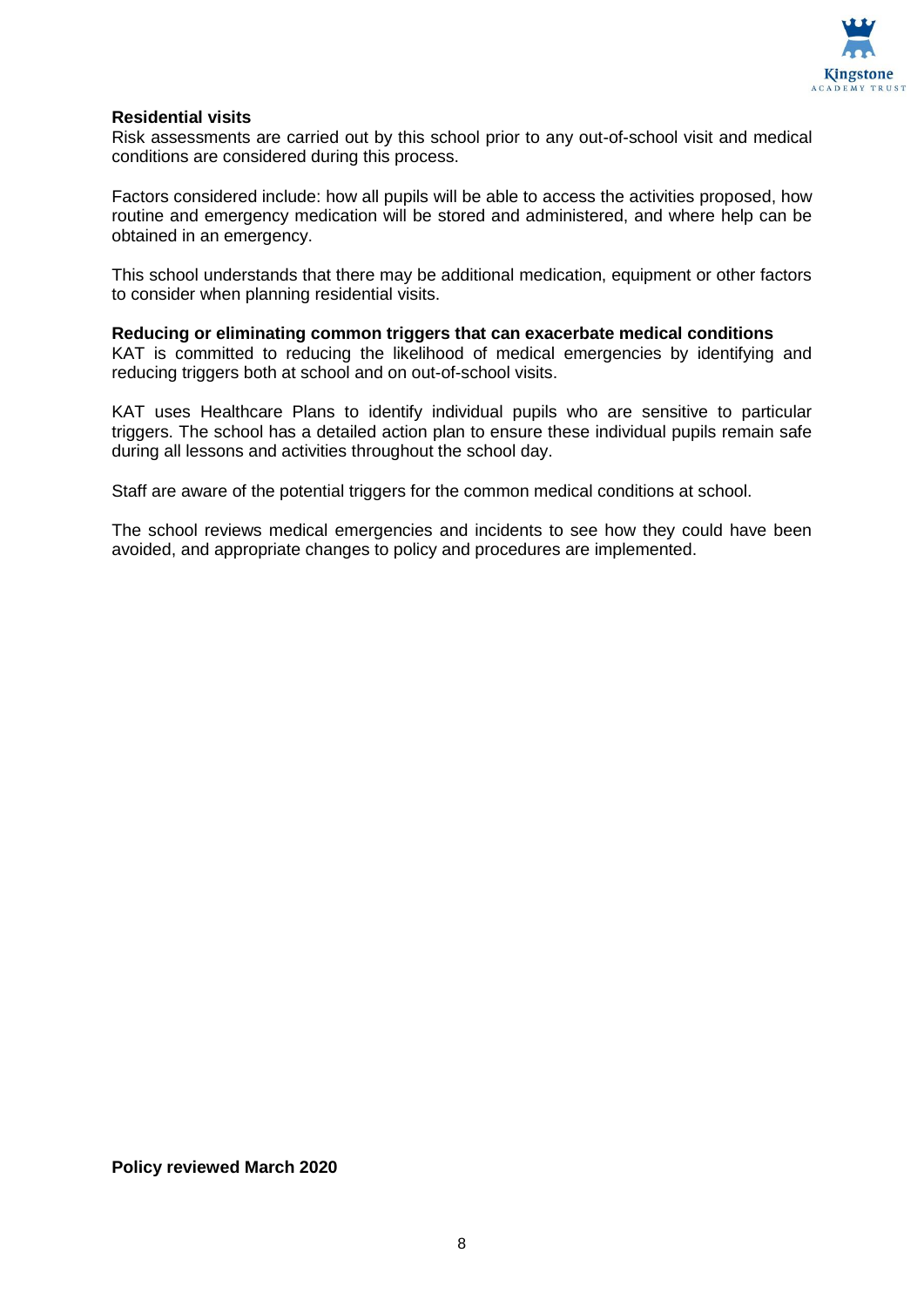**Residential visits**

Risk assessments are carried out by this school prior to any out-of-school visit and medical conditions are considered during this process.

Factors considered include: how all pupils will be able to access the activities proposed, how routine and emergency medication will be stored and administered, and where help can be obtained in an emergency.

This school understands that there may be additional medication, equipment or other factors to consider when planning residential visits.

**Reducing or eliminating common triggers that can exacerbate medical conditions**

KAT is committed to reducing the likelihood of medical emergencies by identifying and reducing triggers both at school and on out-of-school visits.

KAT uses Healthcare Plans to identify individual pupils who are sensitive to particular triggers. The school has a detailed action plan to ensure these individual pupils remain safe during all lessons and activities throughout the school day.

Staff are aware of the potential triggers for the common medical conditions at school.

The school reviews medical emergencies and incidents to see how they could have been avoided, and appropriate changes to policy and procedures are implemented.

**Policy reviewed March 2020**